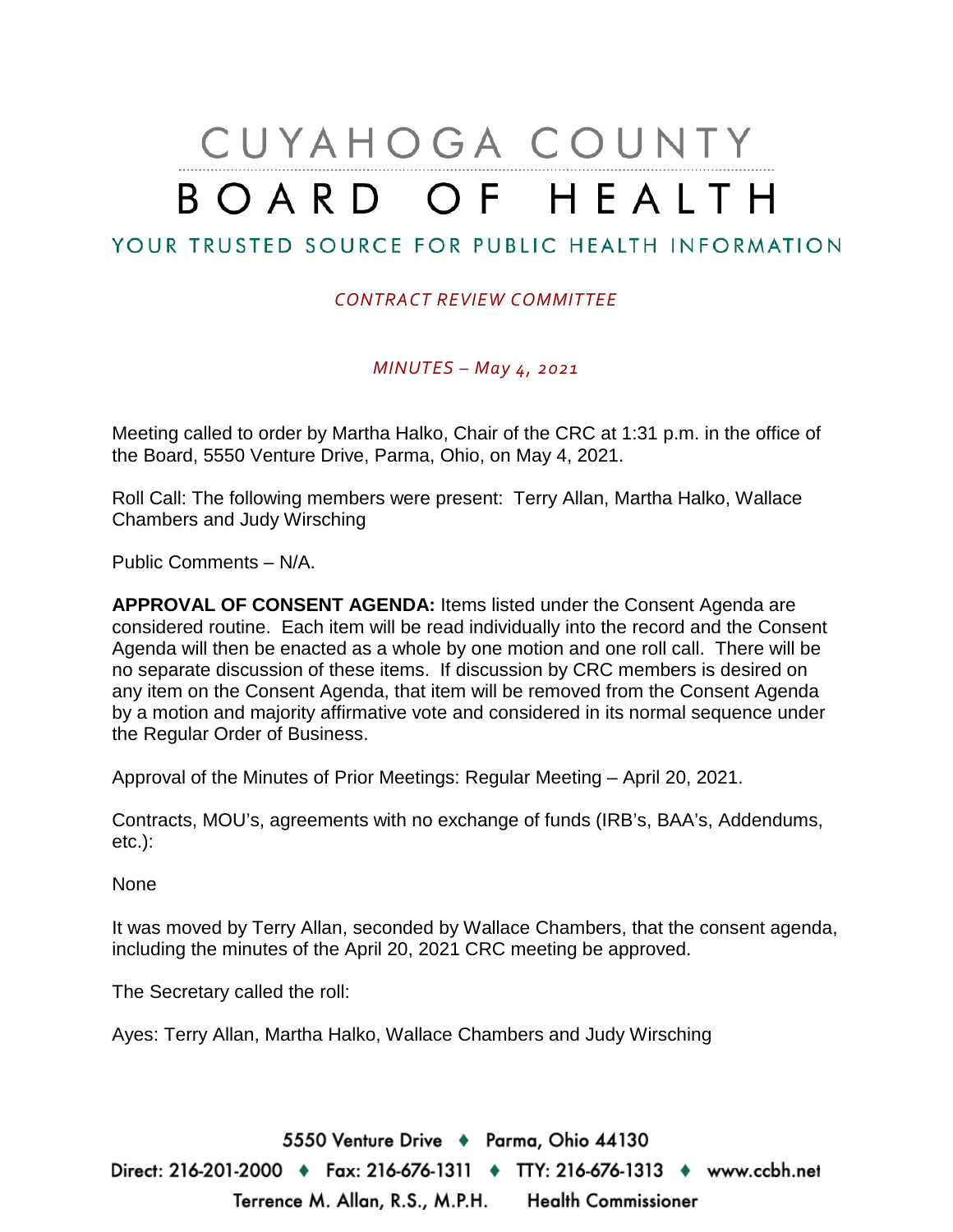# CUYAHOGA COUNTY
# BOARD OF HEALTH

YOUR TRUSTED SOURCE FOR PUBLIC HEALTH INFORMATION

*CONTRACT REVIEW COMMITTEE*

*MINUTES – May 4, 2021*

Meeting called to order by Martha Halko, Chair of the CRC at 1:31 p.m. in the office of the Board, 5550 Venture Drive, Parma, Ohio, on May 4, 2021.

Roll Call: The following members were present: Terry Allan, Martha Halko, Wallace Chambers and Judy Wirsching

Public Comments – N/A.

**APPROVAL OF CONSENT AGENDA:** Items listed under the Consent Agenda are considered routine. Each item will be read individually into the record and the Consent Agenda will then be enacted as a whole by one motion and one roll call. There will be no separate discussion of these items. If discussion by CRC members is desired on any item on the Consent Agenda, that item will be removed from the Consent Agenda by a motion and majority affirmative vote and considered in its normal sequence under the Regular Order of Business.

Approval of the Minutes of Prior Meetings: Regular Meeting – April 20, 2021.

Contracts, MOU's, agreements with no exchange of funds (IRB's, BAA's, Addendums, etc.):

None

It was moved by Terry Allan, seconded by Wallace Chambers, that the consent agenda, including the minutes of the April 20, 2021 CRC meeting be approved.

The Secretary called the roll:

Ayes: Terry Allan, Martha Halko, Wallace Chambers and Judy Wirsching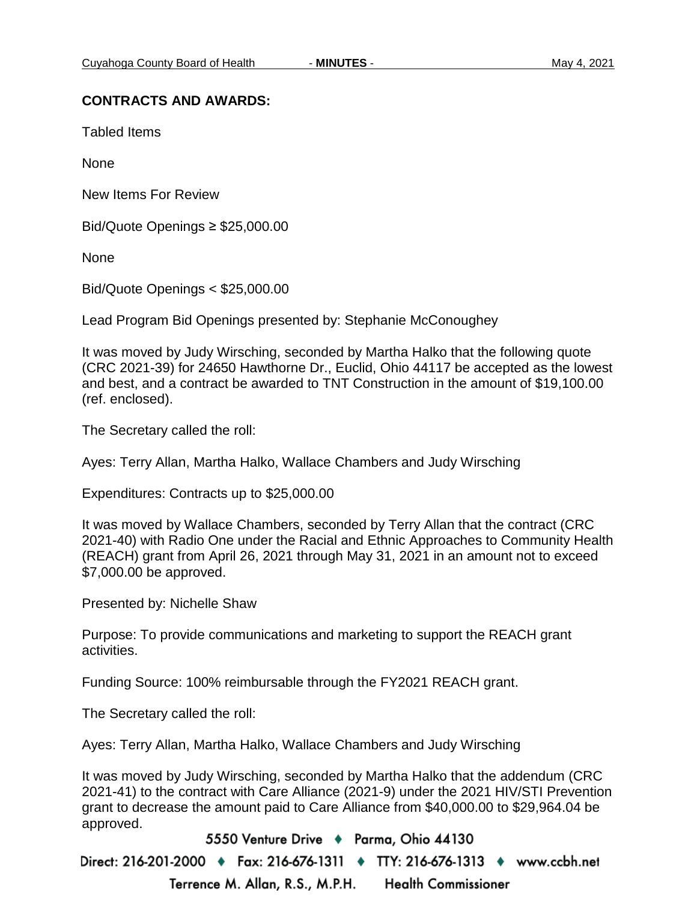**CONTRACTS AND AWARDS:**

Tabled Items

None

New Items For Review

Bid/Quote Openings ≥ $25,000.00

None

Bid/Quote Openings < $25,000.00

Lead Program Bid Openings presented by: Stephanie McConoughey

It was moved by Judy Wirsching, seconded by Martha Halko that the following quote (CRC 2021-39) for 24650 Hawthorne Dr., Euclid, Ohio 44117 be accepted as the lowest and best, and a contract be awarded to TNT Construction in the amount of $19,100.00 (ref. enclosed).

The Secretary called the roll:

Ayes: Terry Allan, Martha Halko, Wallace Chambers and Judy Wirsching

Expenditures: Contracts up to $25,000.00

It was moved by Wallace Chambers, seconded by Terry Allan that the contract (CRC 2021-40) with Radio One under the Racial and Ethnic Approaches to Community Health (REACH) grant from April 26, 2021 through May 31, 2021 in an amount not to exceed $7,000.00 be approved.

Presented by: Nichelle Shaw

Purpose: To provide communications and marketing to support the REACH grant activities.

Funding Source: 100% reimbursable through the FY2021 REACH grant.

The Secretary called the roll:

Ayes: Terry Allan, Martha Halko, Wallace Chambers and Judy Wirsching

It was moved by Judy Wirsching, seconded by Martha Halko that the addendum (CRC 2021-41) to the contract with Care Alliance (2021-9) under the 2021 HIV/STI Prevention grant to decrease the amount paid to Care Alliance from $40,000.00 to $29,964.04 be approved.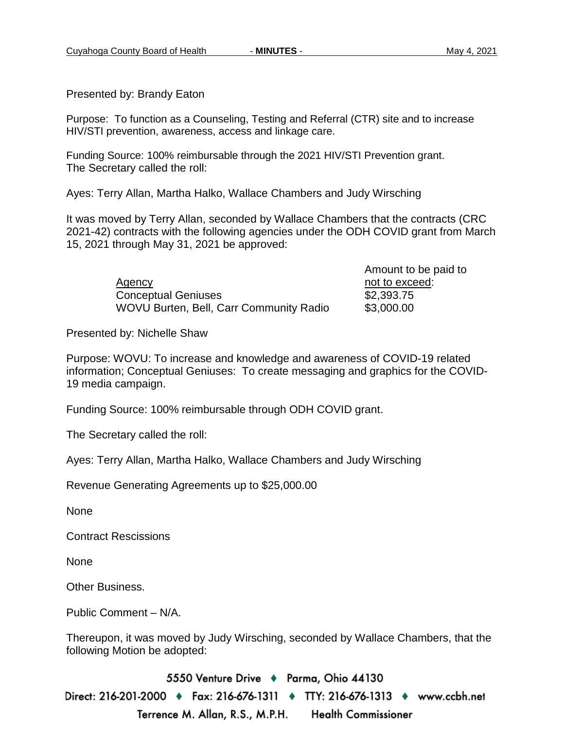Presented by: Brandy Eaton

Purpose: To function as a Counseling, Testing and Referral (CTR) site and to increase HIV/STI prevention, awareness, access and linkage care.

Funding Source: 100% reimbursable through the 2021 HIV/STI Prevention grant.
The Secretary called the roll:

Ayes: Terry Allan, Martha Halko, Wallace Chambers and Judy Wirsching

It was moved by Terry Allan, seconded by Wallace Chambers that the contracts (CRC 2021-42) contracts with the following agencies under the ODH COVID grant from March 15, 2021 through May 31, 2021 be approved:

| Agency | Amount to be paid to not to exceed: |
|---|---|
| Conceptual Geniuses | $2,393.75 |
| WOVU Burten, Bell, Carr Community Radio | $3,000.00 |

Presented by: Nichelle Shaw

Purpose: WOVU: To increase and knowledge and awareness of COVID-19 related information; Conceptual Geniuses: To create messaging and graphics for the COVID-19 media campaign.

Funding Source: 100% reimbursable through ODH COVID grant.

The Secretary called the roll:

Ayes: Terry Allan, Martha Halko, Wallace Chambers and Judy Wirsching

Revenue Generating Agreements up to $25,000.00

None

Contract Rescissions

None

Other Business.

Public Comment – N/A.

Thereupon, it was moved by Judy Wirsching, seconded by Wallace Chambers, that the following Motion be adopted: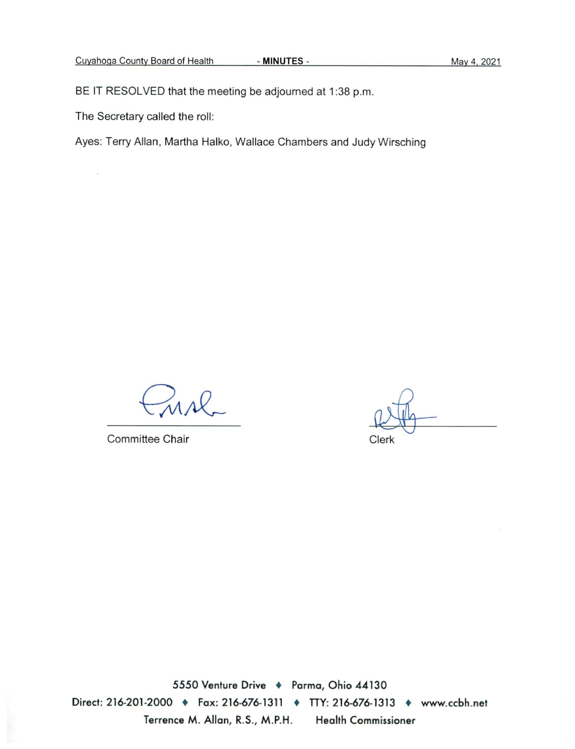BE IT RESOLVED that the meeting be adjourned at 1:38 p.m.

The Secretary called the roll:

Ayes: Terry Allan, Martha Halko, Wallace Chambers and Judy Wirsching

Committee Chair

Clerk

5550 Venture Drive ♦ Parma, Ohio 44130

Direct: 216-201-2000 ♦ Fax: 216-676-1311 ♦ TTY: 216-676-1313 ♦ www.ccbh.net

Terrence M. Allan, R.S., M.P.H. Health Commissioner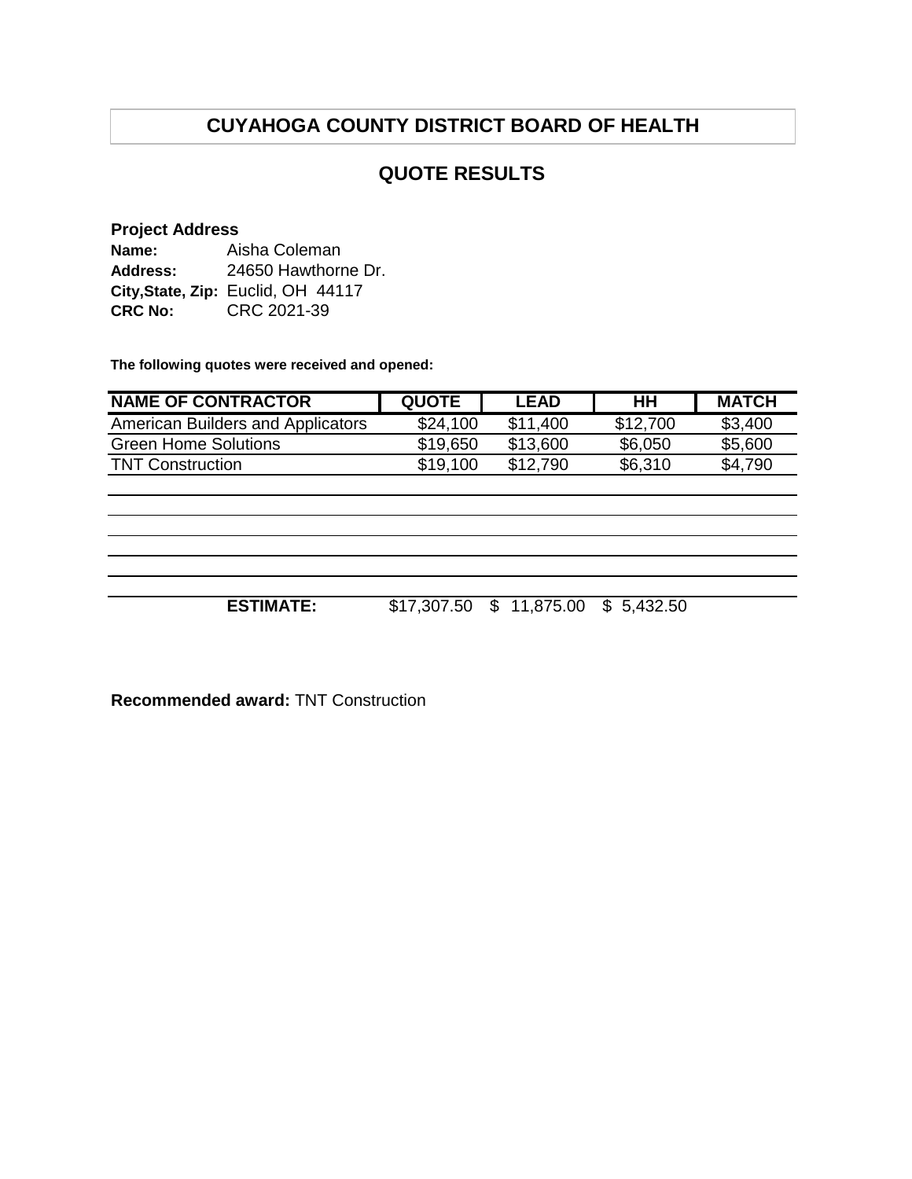# CUYAHOGA COUNTY DISTRICT BOARD OF HEALTH

## QUOTE RESULTS

**Project Address**
**Name:** Aisha Coleman
**Address:** 24650 Hawthorne Dr.
**City,State, Zip:** Euclid, OH 44117
**CRC No:** CRC 2021-39

**The following quotes were received and opened:**

| NAME OF CONTRACTOR | QUOTE | LEAD | HH | MATCH |
|---|---|---|---|---|
| American Builders and Applicators | $24,100 | $11,400 | $12,700 | $3,400 |
| Green Home Solutions | $19,650 | $13,600 | $6,050 | $5,600 |
| TNT Construction | $19,100 | $12,790 | $6,310 | $4,790 |
| | | | | |
| | | | | |
| | | | | |
| | | | | |
| | | | | |
| **ESTIMATE:** | $17,307.50 | $ 11,875.00 | $ 5,432.50 | |

**Recommended award:** TNT Construction